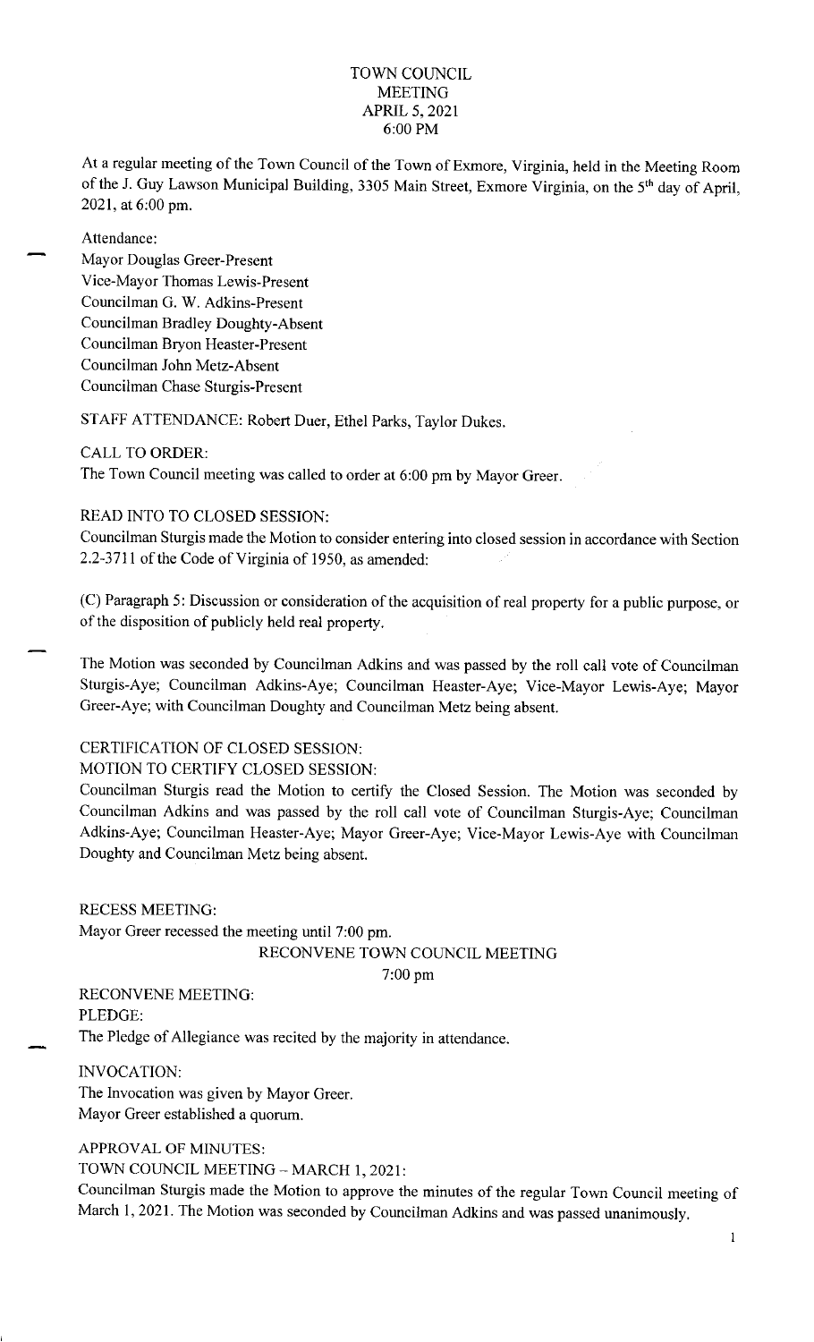# TOWN COUNCIL
## MEETING
## APRIL 5, 2021
## 6:00 PM

At a regular meeting of the Town Council of the Town of Exmore, Virginia, held in the Meeting Room of the J. Guy Lawson Municipal Building, 3305 Main Street, Exmore Virginia, on the 5th day of April, 2021, at 6:00 pm.

Attendance:
Mayor Douglas Greer-Present
Vice-Mayor Thomas Lewis-Present
Councilman G. W. Adkins-Present
Councilman Bradley Doughty-Absent
Councilman Bryon Heaster-Present
Councilman John Metz-Absent
Councilman Chase Sturgis-Present

STAFF ATTENDANCE: Robert Duer, Ethel Parks, Taylor Dukes.

CALL TO ORDER:
The Town Council meeting was called to order at 6:00 pm by Mayor Greer.

READ INTO TO CLOSED SESSION:
Councilman Sturgis made the Motion to consider entering into closed session in accordance with Section 2.2-3711 of the Code of Virginia of 1950, as amended:

(C) Paragraph 5: Discussion or consideration of the acquisition of real property for a public purpose, or of the disposition of publicly held real property.

The Motion was seconded by Councilman Adkins and was passed by the roll call vote of Councilman Sturgis-Aye; Councilman Adkins-Aye; Councilman Heaster-Aye; Vice-Mayor Lewis-Aye; Mayor Greer-Aye; with Councilman Doughty and Councilman Metz being absent.

CERTIFICATION OF CLOSED SESSION:
MOTION TO CERTIFY CLOSED SESSION:
Councilman Sturgis read the Motion to certify the Closed Session. The Motion was seconded by Councilman Adkins and was passed by the roll call vote of Councilman Sturgis-Aye; Councilman Adkins-Aye; Councilman Heaster-Aye; Mayor Greer-Aye; Vice-Mayor Lewis-Aye with Councilman Doughty and Councilman Metz being absent.

RECESS MEETING:
Mayor Greer recessed the meeting until 7:00 pm.

## RECONVENE TOWN COUNCIL MEETING
## 7:00 pm

RECONVENE MEETING:
PLEDGE:
The Pledge of Allegiance was recited by the majority in attendance.

INVOCATION:
The Invocation was given by Mayor Greer.
Mayor Greer established a quorum.

APPROVAL OF MINUTES:
TOWN COUNCIL MEETING – MARCH 1, 2021:
Councilman Sturgis made the Motion to approve the minutes of the regular Town Council meeting of March 1, 2021. The Motion was seconded by Councilman Adkins and was passed unanimously.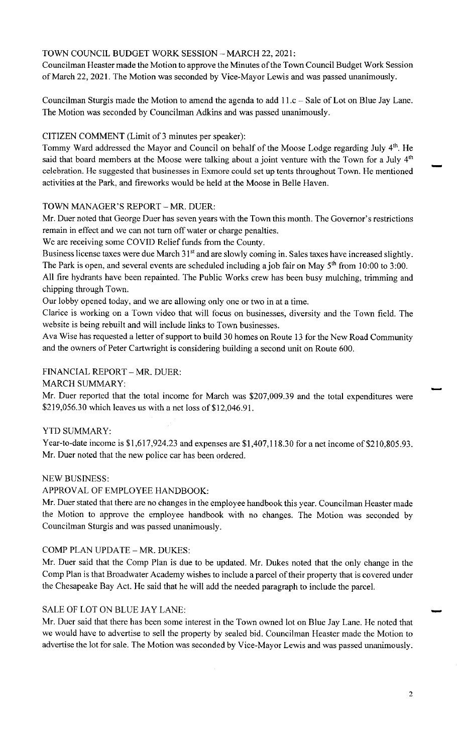TOWN COUNCIL BUDGET WORK SESSION – MARCH 22, 2021:

Councilman Heaster made the Motion to approve the Minutes of the Town Council Budget Work Session of March 22, 2021. The Motion was seconded by Vice-Mayor Lewis and was passed unanimously.

Councilman Sturgis made the Motion to amend the agenda to add 11.c – Sale of Lot on Blue Jay Lane. The Motion was seconded by Councilman Adkins and was passed unanimously.

CITIZEN COMMENT (Limit of 3 minutes per speaker):

Tommy Ward addressed the Mayor and Council on behalf of the Moose Lodge regarding July 4th. He said that board members at the Moose were talking about a joint venture with the Town for a July 4th celebration. He suggested that businesses in Exmore could set up tents throughout Town. He mentioned activities at the Park, and fireworks would be held at the Moose in Belle Haven.

TOWN MANAGER'S REPORT – MR. DUER:

Mr. Duer noted that George Duer has seven years with the Town this month. The Governor's restrictions remain in effect and we can not turn off water or charge penalties.

We are receiving some COVID Relief funds from the County.

Business license taxes were due March 31st and are slowly coming in. Sales taxes have increased slightly. The Park is open, and several events are scheduled including a job fair on May 5th from 10:00 to 3:00.

All fire hydrants have been repainted. The Public Works crew has been busy mulching, trimming and chipping through Town.

Our lobby opened today, and we are allowing only one or two in at a time.

Clarice is working on a Town video that will focus on businesses, diversity and the Town field. The website is being rebuilt and will include links to Town businesses.

Ava Wise has requested a letter of support to build 30 homes on Route 13 for the New Road Community and the owners of Peter Cartwright is considering building a second unit on Route 600.

FINANCIAL REPORT – MR. DUER:

MARCH SUMMARY:

Mr. Duer reported that the total income for March was $207,009.39 and the total expenditures were $219,056.30 which leaves us with a net loss of $12,046.91.

YTD SUMMARY:

Year-to-date income is $1,617,924.23 and expenses are $1,407,118.30 for a net income of $210,805.93. Mr. Duer noted that the new police car has been ordered.

NEW BUSINESS:

APPROVAL OF EMPLOYEE HANDBOOK:

Mr. Duer stated that there are no changes in the employee handbook this year. Councilman Heaster made the Motion to approve the employee handbook with no changes. The Motion was seconded by Councilman Sturgis and was passed unanimously.

COMP PLAN UPDATE – MR. DUKES:

Mr. Duer said that the Comp Plan is due to be updated. Mr. Dukes noted that the only change in the Comp Plan is that Broadwater Academy wishes to include a parcel of their property that is covered under the Chesapeake Bay Act. He said that he will add the needed paragraph to include the parcel.

SALE OF LOT ON BLUE JAY LANE:

Mr. Duer said that there has been some interest in the Town owned lot on Blue Jay Lane. He noted that we would have to advertise to sell the property by sealed bid. Councilman Heaster made the Motion to advertise the lot for sale. The Motion was seconded by Vice-Mayor Lewis and was passed unanimously.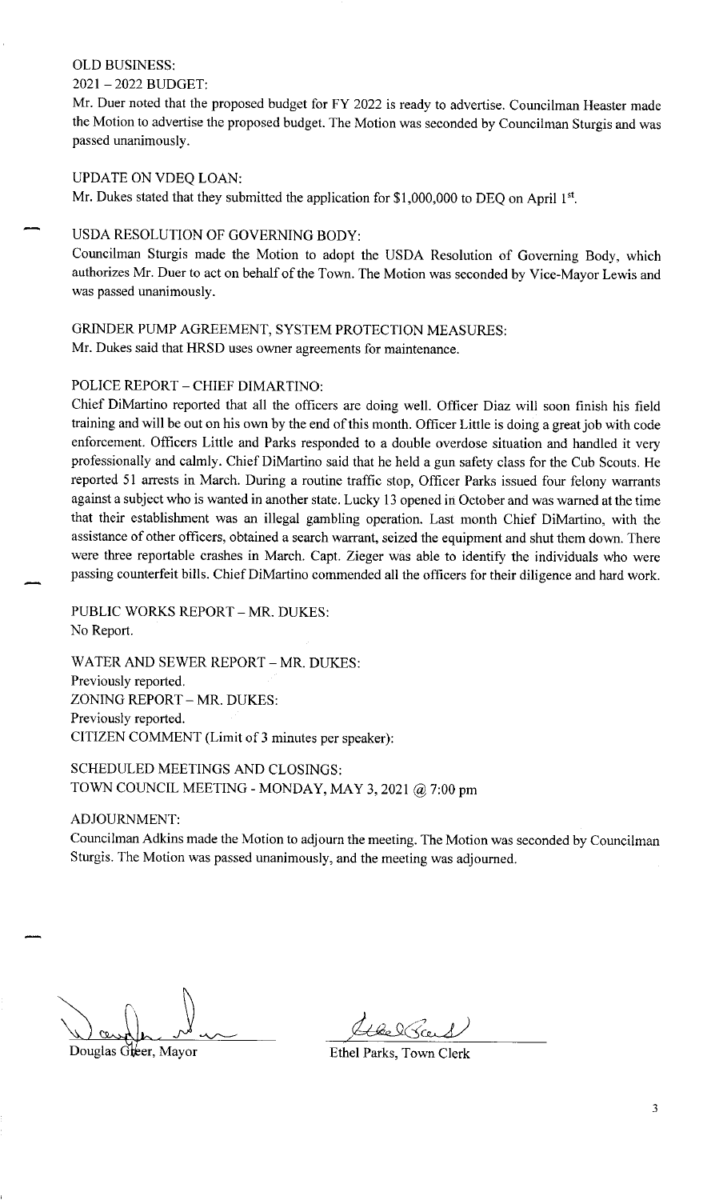OLD BUSINESS:

2021 – 2022 BUDGET:

Mr. Duer noted that the proposed budget for FY 2022 is ready to advertise. Councilman Heaster made the Motion to advertise the proposed budget. The Motion was seconded by Councilman Sturgis and was passed unanimously.

UPDATE ON VDEQ LOAN:

Mr. Dukes stated that they submitted the application for $1,000,000 to DEQ on April 1st.

USDA RESOLUTION OF GOVERNING BODY:

Councilman Sturgis made the Motion to adopt the USDA Resolution of Governing Body, which authorizes Mr. Duer to act on behalf of the Town. The Motion was seconded by Vice-Mayor Lewis and was passed unanimously.

GRINDER PUMP AGREEMENT, SYSTEM PROTECTION MEASURES:

Mr. Dukes said that HRSD uses owner agreements for maintenance.

POLICE REPORT – CHIEF DIMARTINO:

Chief DiMartino reported that all the officers are doing well. Officer Diaz will soon finish his field training and will be out on his own by the end of this month. Officer Little is doing a great job with code enforcement. Officers Little and Parks responded to a double overdose situation and handled it very professionally and calmly. Chief DiMartino said that he held a gun safety class for the Cub Scouts. He reported 51 arrests in March. During a routine traffic stop, Officer Parks issued four felony warrants against a subject who is wanted in another state. Lucky 13 opened in October and was warned at the time that their establishment was an illegal gambling operation. Last month Chief DiMartino, with the assistance of other officers, obtained a search warrant, seized the equipment and shut them down. There were three reportable crashes in March. Capt. Zieger was able to identify the individuals who were passing counterfeit bills. Chief DiMartino commended all the officers for their diligence and hard work.

PUBLIC WORKS REPORT – MR. DUKES:

No Report.

WATER AND SEWER REPORT – MR. DUKES:

Previously reported.

ZONING REPORT – MR. DUKES:

Previously reported.

CITIZEN COMMENT (Limit of 3 minutes per speaker):

SCHEDULED MEETINGS AND CLOSINGS:

TOWN COUNCIL MEETING - MONDAY, MAY 3, 2021 @ 7:00 pm

ADJOURNMENT:

Councilman Adkins made the Motion to adjourn the meeting. The Motion was seconded by Councilman Sturgis. The Motion was passed unanimously, and the meeting was adjourned.

Douglas Greer, Mayor

Ethel Parks, Town Clerk